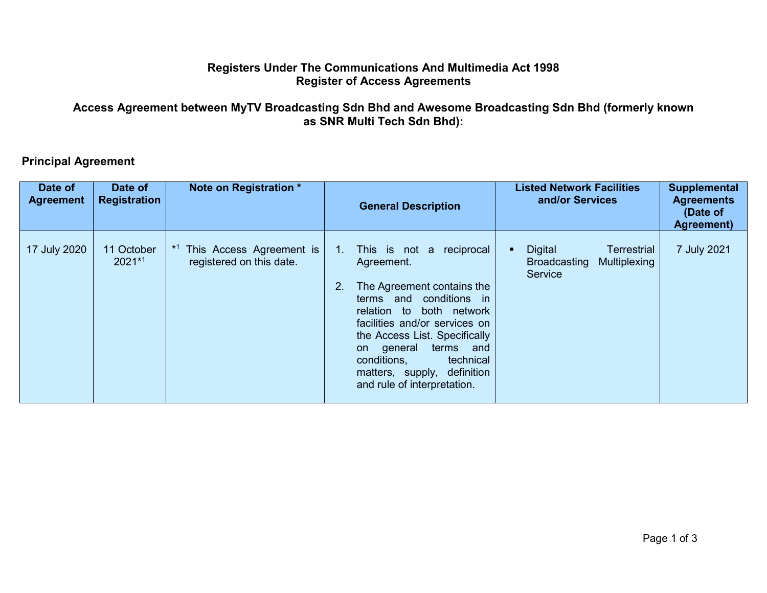# Registers Under The Communications And Multimedia Act 1998
# Register of Access Agreements

## Access Agreement between MyTV Broadcasting Sdn Bhd and Awesome Broadcasting Sdn Bhd (formerly known as SNR Multi Tech Sdn Bhd):

### Principal Agreement

| Date of Agreement | Date of Registration | Note on Registration * | General Description | Listed Network Facilities and/or Services | Supplemental Agreements (Date of Agreement) |
|---|---|---|---|---|---|
| 17 July 2020 | 11 October 2021*[1] | *[1] This Access Agreement is registered on this date. | 1. This is not a reciprocal Agreement.<br><br>2. The Agreement contains the terms and conditions in relation to both network facilities and/or services on the Access List. Specifically on general terms and conditions, technical matters, supply, definition and rule of interpretation. | ▪ Digital Terrestrial Broadcasting Multiplexing Service | 7 July 2021 |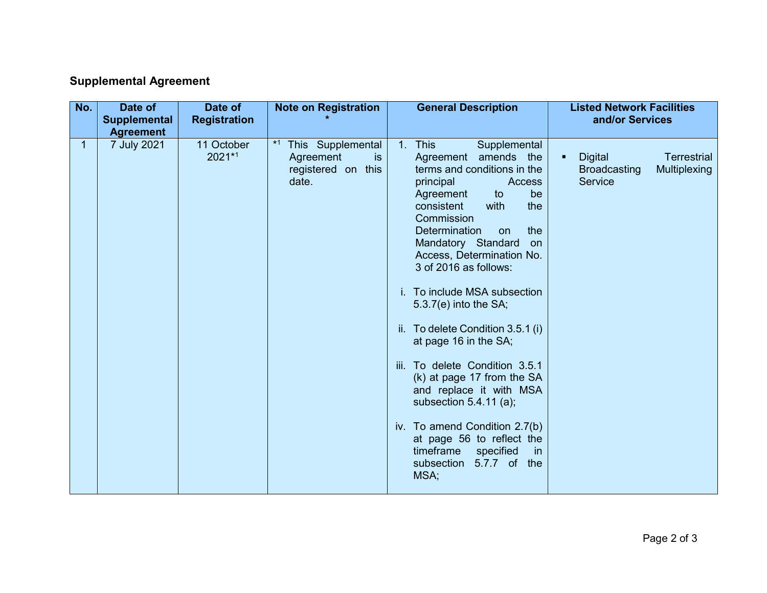## Supplemental Agreement

| No. | Date of Supplemental Agreement | Date of Registration | Note on Registration * | General Description | Listed Network Facilities and/or Services |
|---|---|---|---|---|---|
| 1 | 7 July 2021 | 11 October 2021*1 | *1 This Supplemental Agreement is registered on this date. | 1. This Supplemental Agreement amends the terms and conditions in the principal Access Agreement to be consistent with the Commission Determination on the Mandatory Standard on Access, Determination No. 3 of 2016 as follows:<br><br>i. To include MSA subsection 5.3.7(e) into the SA;<br><br>ii. To delete Condition 3.5.1 (i) at page 16 in the SA;<br><br>iii. To delete Condition 3.5.1 (k) at page 17 from the SA and replace it with MSA subsection 5.4.11 (a);<br><br>iv. To amend Condition 2.7(b) at page 56 to reflect the timeframe specified in subsection 5.7.7 of the MSA; | ▪ Digital Terrestrial Broadcasting Multiplexing Service |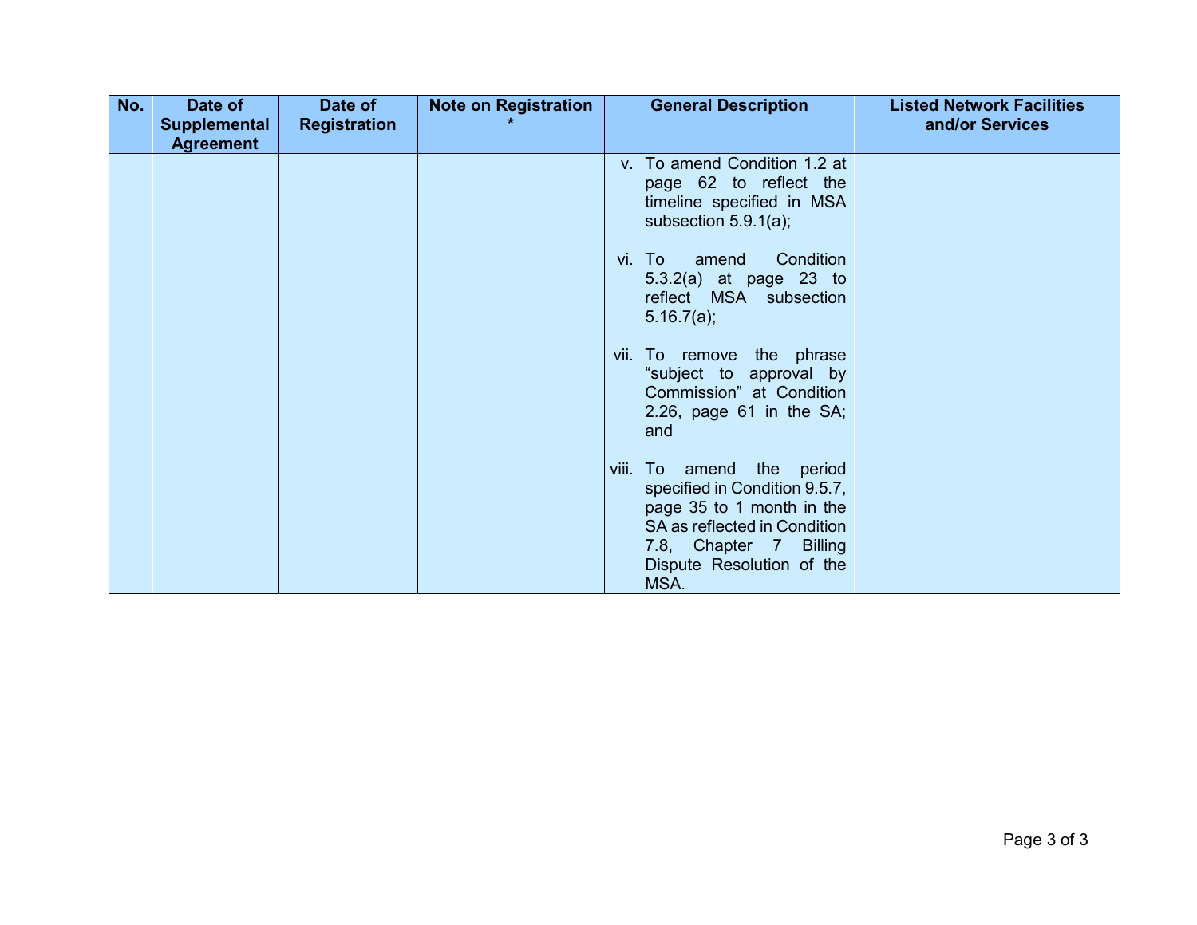| No. | Date of Supplemental Agreement | Date of Registration | Note on Registration * | General Description | Listed Network Facilities and/or Services |
|---|---|---|---|---|---|
| | | | | v. To amend Condition 1.2 at page 62 to reflect the timeline specified in MSA subsection 5.9.1(a);<br><br>vi. To amend Condition 5.3.2(a) at page 23 to reflect MSA subsection 5.16.7(a);<br><br>vii. To remove the phrase “subject to approval by Commission” at Condition 2.26, page 61 in the SA; and<br><br>viii. To amend the period specified in Condition 9.5.7, page 35 to 1 month in the SA as reflected in Condition 7.8, Chapter 7 Billing Dispute Resolution of the MSA. | |